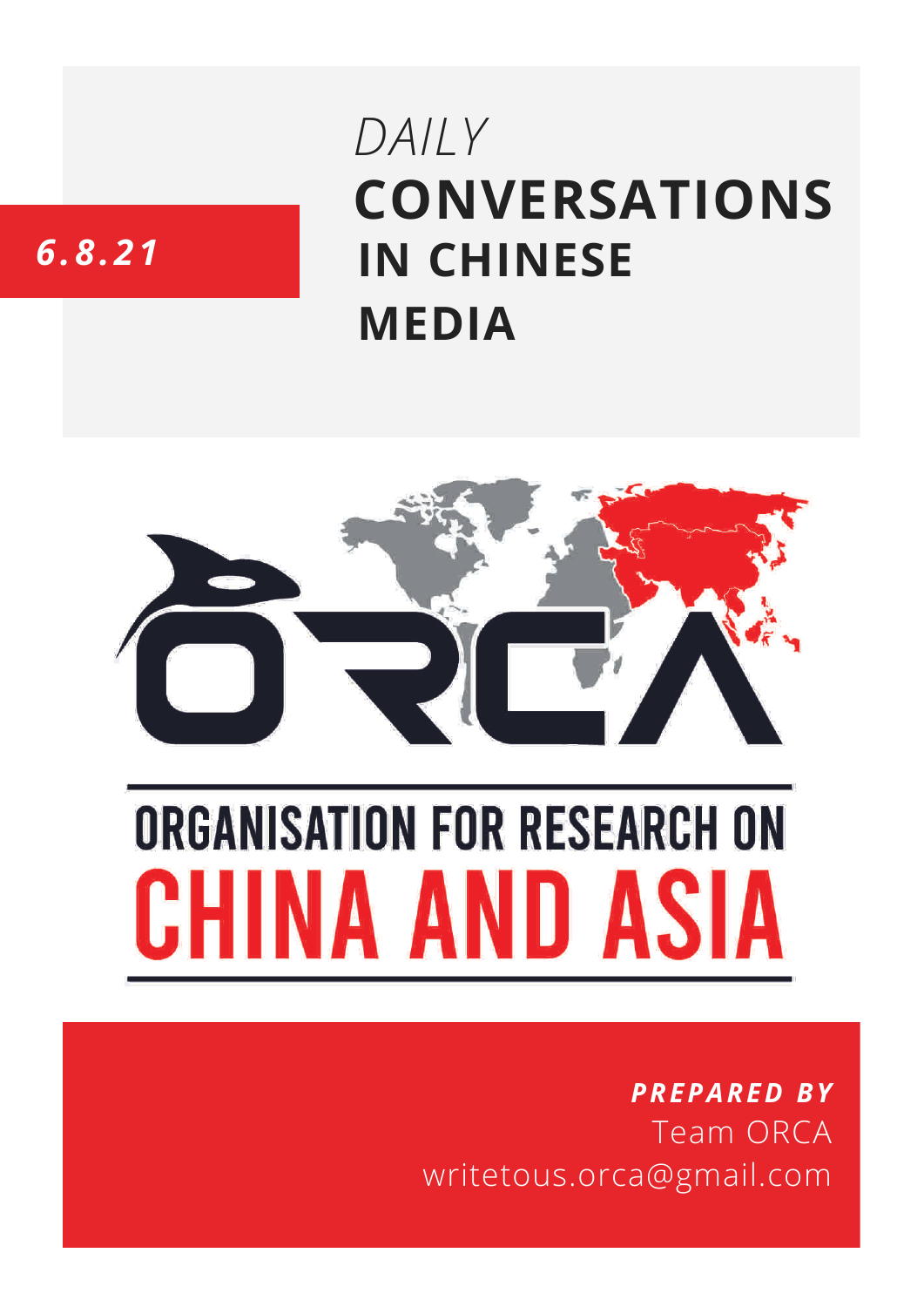*6.8.21*

# *DAILY* CONVERSATIONS IN CHINESE MEDIA

ORCA

ORGANISATION FOR RESEARCH ON
CHINA AND ASIA

***PREPARED BY***
Team ORCA
writetous.orca@gmail.com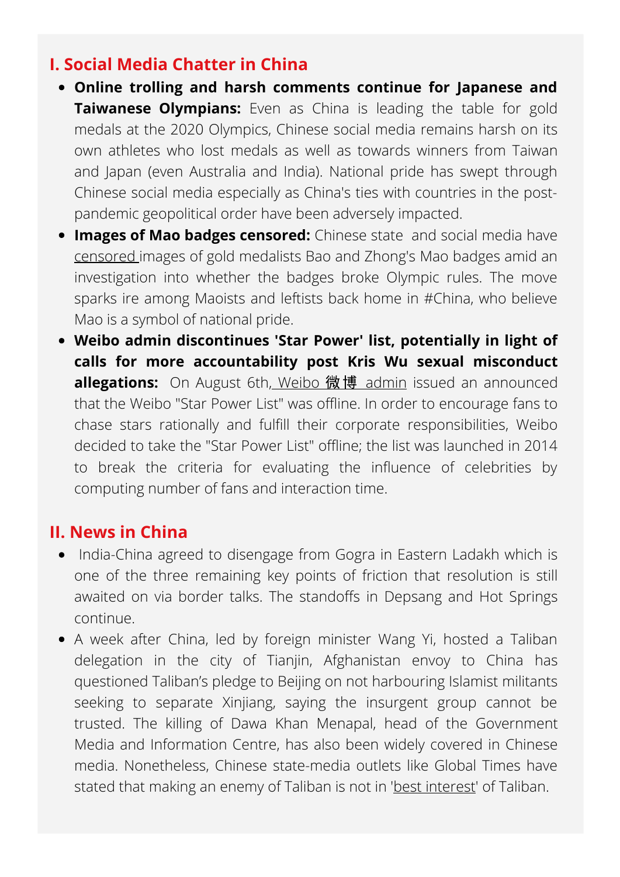## I. Social Media Chatter in China

- **Online trolling and harsh comments continue for Japanese and Taiwanese Olympians:** Even as China is leading the table for gold medals at the 2020 Olympics, Chinese social media remains harsh on its own athletes who lost medals as well as towards winners from Taiwan and Japan (even Australia and India). National pride has swept through Chinese social media especially as China's ties with countries in the post-pandemic geopolitical order have been adversely impacted.
- **Images of Mao badges censored:** Chinese state and social media have censored images of gold medalists Bao and Zhong's Mao badges amid an investigation into whether the badges broke Olympic rules. The move sparks ire among Maoists and leftists back home in #China, who believe Mao is a symbol of national pride.
- **Weibo admin discontinues 'Star Power' list, potentially in light of calls for more accountability post Kris Wu sexual misconduct allegations:** On August 6th, Weibo 微博 admin issued an announced that the Weibo "Star Power List" was offline. In order to encourage fans to chase stars rationally and fulfill their corporate responsibilities, Weibo decided to take the "Star Power List" offline; the list was launched in 2014 to break the criteria for evaluating the influence of celebrities by computing number of fans and interaction time.

## II. News in China

- India-China agreed to disengage from Gogra in Eastern Ladakh which is one of the three remaining key points of friction that resolution is still awaited on via border talks. The standoffs in Depsang and Hot Springs continue.
- A week after China, led by foreign minister Wang Yi, hosted a Taliban delegation in the city of Tianjin, Afghanistan envoy to China has questioned Taliban's pledge to Beijing on not harbouring Islamist militants seeking to separate Xinjiang, saying the insurgent group cannot be trusted. The killing of Dawa Khan Menapal, head of the Government Media and Information Centre, has also been widely covered in Chinese media. Nonetheless, Chinese state-media outlets like Global Times have stated that making an enemy of Taliban is not in 'best interest' of Taliban.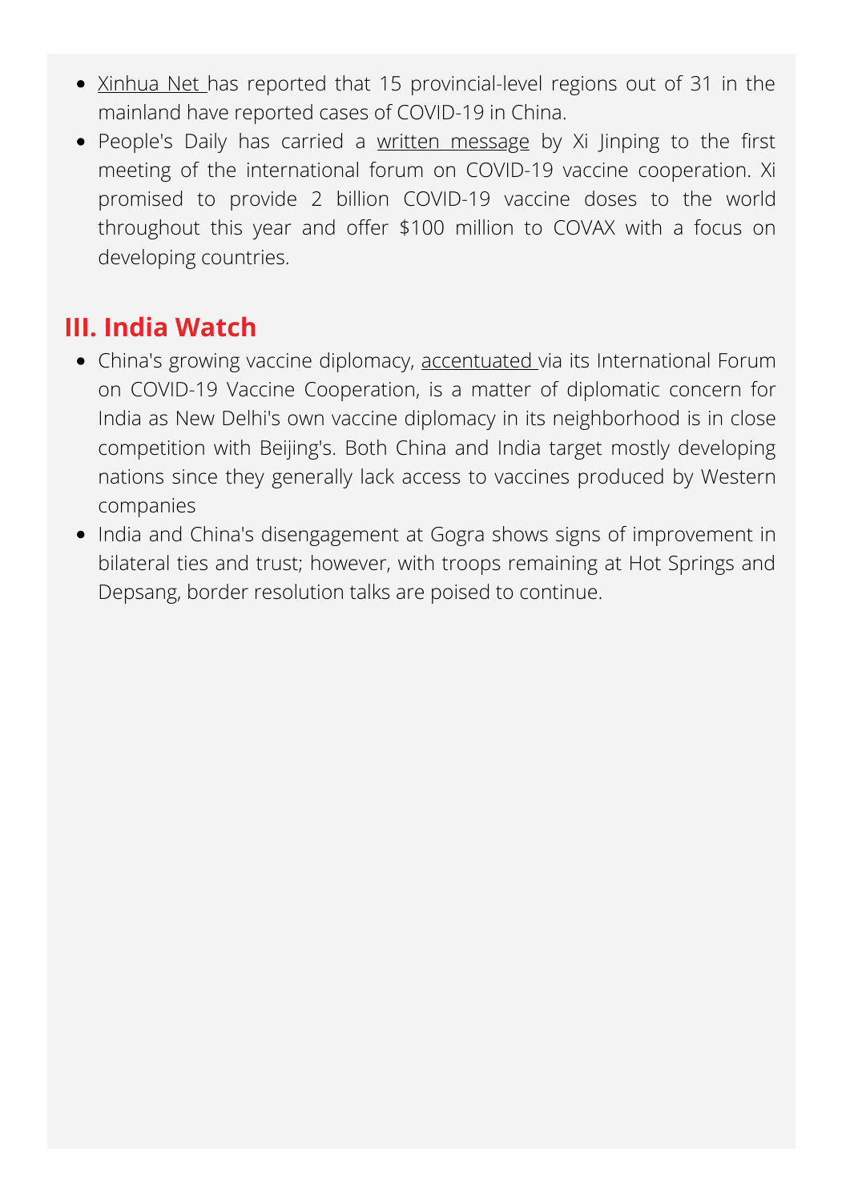- Xinhua Net has reported that 15 provincial-level regions out of 31 in the mainland have reported cases of COVID-19 in China.
- People's Daily has carried a written message by Xi Jinping to the first meeting of the international forum on COVID-19 vaccine cooperation. Xi promised to provide 2 billion COVID-19 vaccine doses to the world throughout this year and offer $100 million to COVAX with a focus on developing countries.

## III. India Watch

- China's growing vaccine diplomacy, accentuated via its International Forum on COVID-19 Vaccine Cooperation, is a matter of diplomatic concern for India as New Delhi's own vaccine diplomacy in its neighborhood is in close competition with Beijing's. Both China and India target mostly developing nations since they generally lack access to vaccines produced by Western companies
- India and China's disengagement at Gogra shows signs of improvement in bilateral ties and trust; however, with troops remaining at Hot Springs and Depsang, border resolution talks are poised to continue.